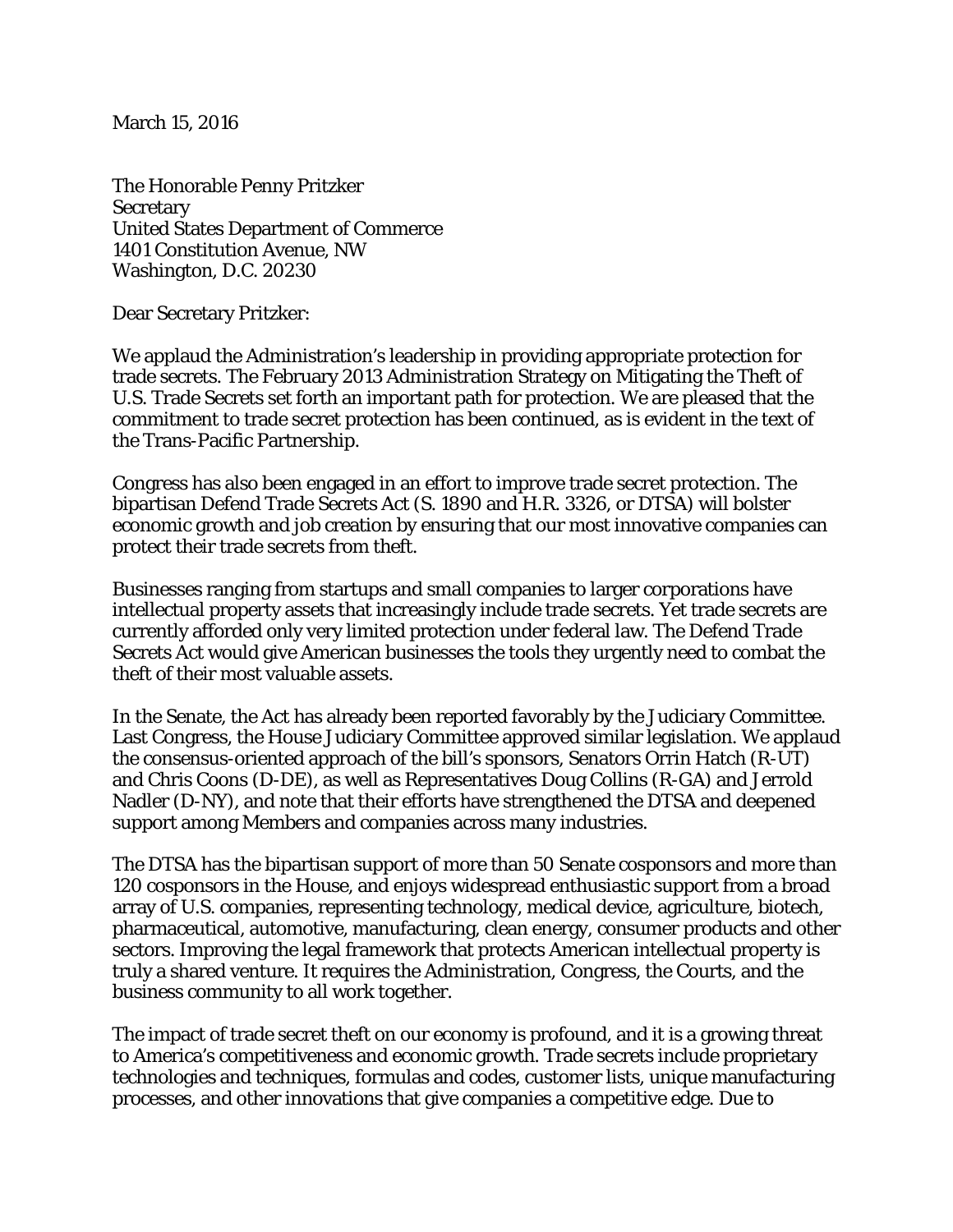March 15, 2016

The Honorable Penny Pritzker
Secretary
United States Department of Commerce
1401 Constitution Avenue, NW
Washington, D.C. 20230

Dear Secretary Pritzker:

We applaud the Administration's leadership in providing appropriate protection for trade secrets. The February 2013 Administration Strategy on Mitigating the Theft of U.S. Trade Secrets set forth an important path for protection. We are pleased that the commitment to trade secret protection has been continued, as is evident in the text of the Trans-Pacific Partnership.

Congress has also been engaged in an effort to improve trade secret protection. The bipartisan Defend Trade Secrets Act (S. 1890 and H.R. 3326, or DTSA) will bolster economic growth and job creation by ensuring that our most innovative companies can protect their trade secrets from theft.

Businesses ranging from startups and small companies to larger corporations have intellectual property assets that increasingly include trade secrets. Yet trade secrets are currently afforded only very limited protection under federal law. The Defend Trade Secrets Act would give American businesses the tools they urgently need to combat the theft of their most valuable assets.

In the Senate, the Act has already been reported favorably by the Judiciary Committee. Last Congress, the House Judiciary Committee approved similar legislation. We applaud the consensus-oriented approach of the bill's sponsors, Senators Orrin Hatch (R-UT) and Chris Coons (D-DE), as well as Representatives Doug Collins (R-GA) and Jerrold Nadler (D-NY), and note that their efforts have strengthened the DTSA and deepened support among Members and companies across many industries.

The DTSA has the bipartisan support of more than 50 Senate cosponsors and more than 120 cosponsors in the House, and enjoys widespread enthusiastic support from a broad array of U.S. companies, representing technology, medical device, agriculture, biotech, pharmaceutical, automotive, manufacturing, clean energy, consumer products and other sectors. Improving the legal framework that protects American intellectual property is truly a shared venture. It requires the Administration, Congress, the Courts, and the business community to all work together.

The impact of trade secret theft on our economy is profound, and it is a growing threat to America's competitiveness and economic growth. Trade secrets include proprietary technologies and techniques, formulas and codes, customer lists, unique manufacturing processes, and other innovations that give companies a competitive edge. Due to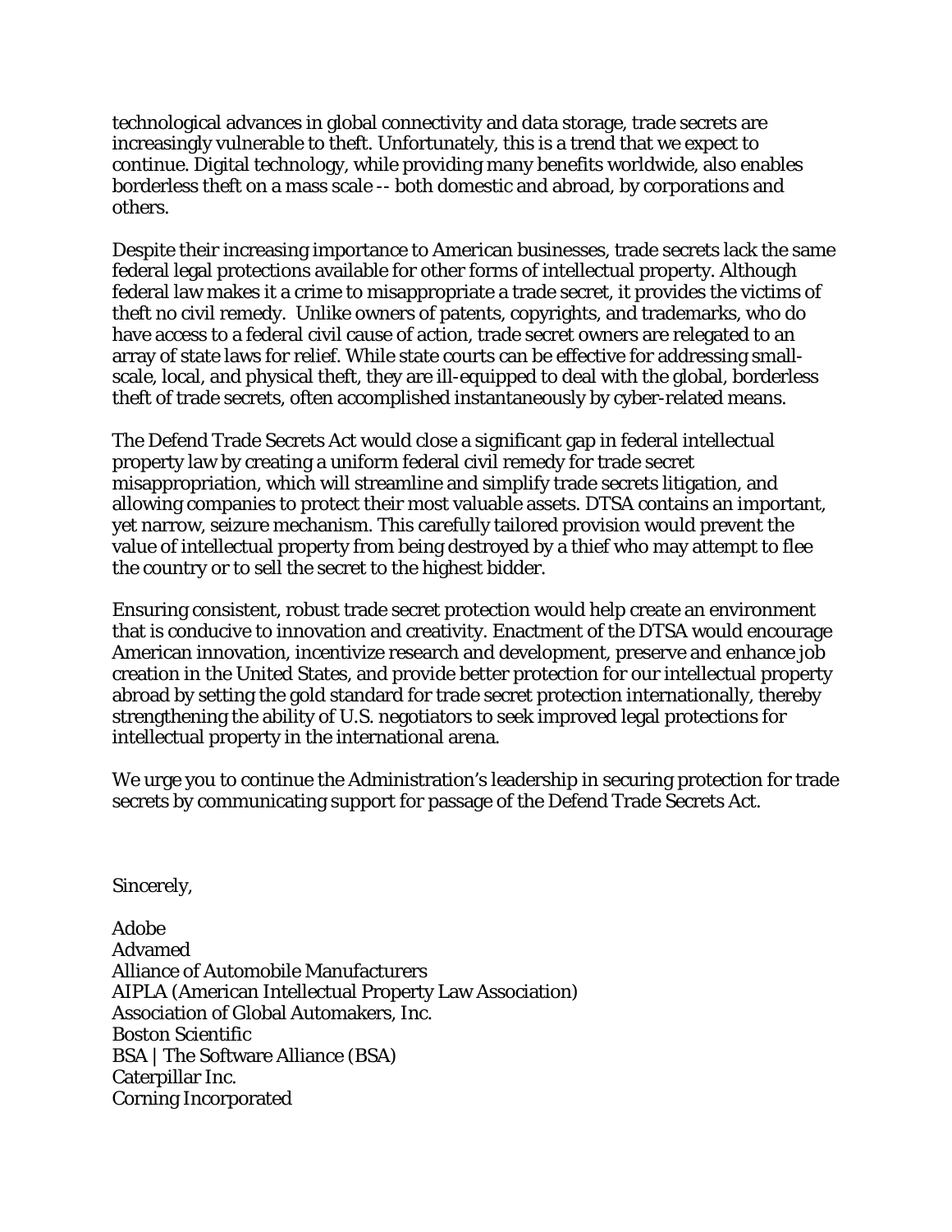technological advances in global connectivity and data storage, trade secrets are increasingly vulnerable to theft. Unfortunately, this is a trend that we expect to continue. Digital technology, while providing many benefits worldwide, also enables borderless theft on a mass scale -- both domestic and abroad, by corporations and others.

Despite their increasing importance to American businesses, trade secrets lack the same federal legal protections available for other forms of intellectual property. Although federal law makes it a crime to misappropriate a trade secret, it provides the victims of theft no civil remedy. Unlike owners of patents, copyrights, and trademarks, who do have access to a federal civil cause of action, trade secret owners are relegated to an array of state laws for relief. While state courts can be effective for addressing small-scale, local, and physical theft, they are ill-equipped to deal with the global, borderless theft of trade secrets, often accomplished instantaneously by cyber-related means.

The Defend Trade Secrets Act would close a significant gap in federal intellectual property law by creating a uniform federal civil remedy for trade secret misappropriation, which will streamline and simplify trade secrets litigation, and allowing companies to protect their most valuable assets. DTSA contains an important, yet narrow, seizure mechanism. This carefully tailored provision would prevent the value of intellectual property from being destroyed by a thief who may attempt to flee the country or to sell the secret to the highest bidder.

Ensuring consistent, robust trade secret protection would help create an environment that is conducive to innovation and creativity. Enactment of the DTSA would encourage American innovation, incentivize research and development, preserve and enhance job creation in the United States, and provide better protection for our intellectual property abroad by setting the gold standard for trade secret protection internationally, thereby strengthening the ability of U.S. negotiators to seek improved legal protections for intellectual property in the international arena.

We urge you to continue the Administration's leadership in securing protection for trade secrets by communicating support for passage of the Defend Trade Secrets Act.

Sincerely,

Adobe
Advamed
Alliance of Automobile Manufacturers
AIPLA (American Intellectual Property Law Association)
Association of Global Automakers, Inc.
Boston Scientific
BSA | The Software Alliance (BSA)
Caterpillar Inc.
Corning Incorporated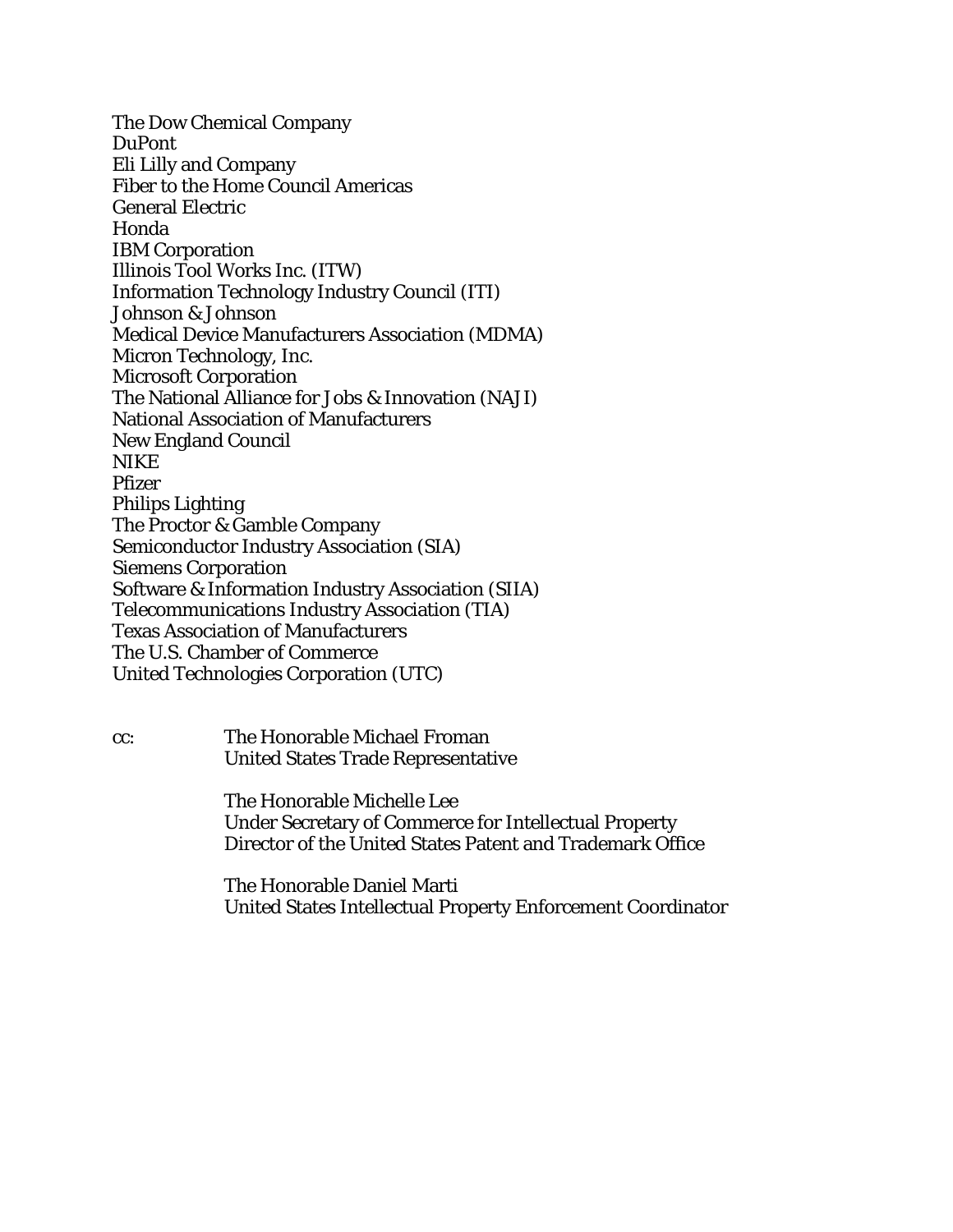The Dow Chemical Company
DuPont
Eli Lilly and Company
Fiber to the Home Council Americas
General Electric
Honda
IBM Corporation
Illinois Tool Works Inc. (ITW)
Information Technology Industry Council (ITI)
Johnson & Johnson
Medical Device Manufacturers Association (MDMA)
Micron Technology, Inc.
Microsoft Corporation
The National Alliance for Jobs & Innovation (NAJI)
National Association of Manufacturers
New England Council
NIKE
Pfizer
Philips Lighting
The Proctor & Gamble Company
Semiconductor Industry Association (SIA)
Siemens Corporation
Software & Information Industry Association (SIIA)
Telecommunications Industry Association (TIA)
Texas Association of Manufacturers
The U.S. Chamber of Commerce
United Technologies Corporation (UTC)

cc: The Honorable Michael Froman
United States Trade Representative

The Honorable Michelle Lee
Under Secretary of Commerce for Intellectual Property
Director of the United States Patent and Trademark Office

The Honorable Daniel Marti
United States Intellectual Property Enforcement Coordinator